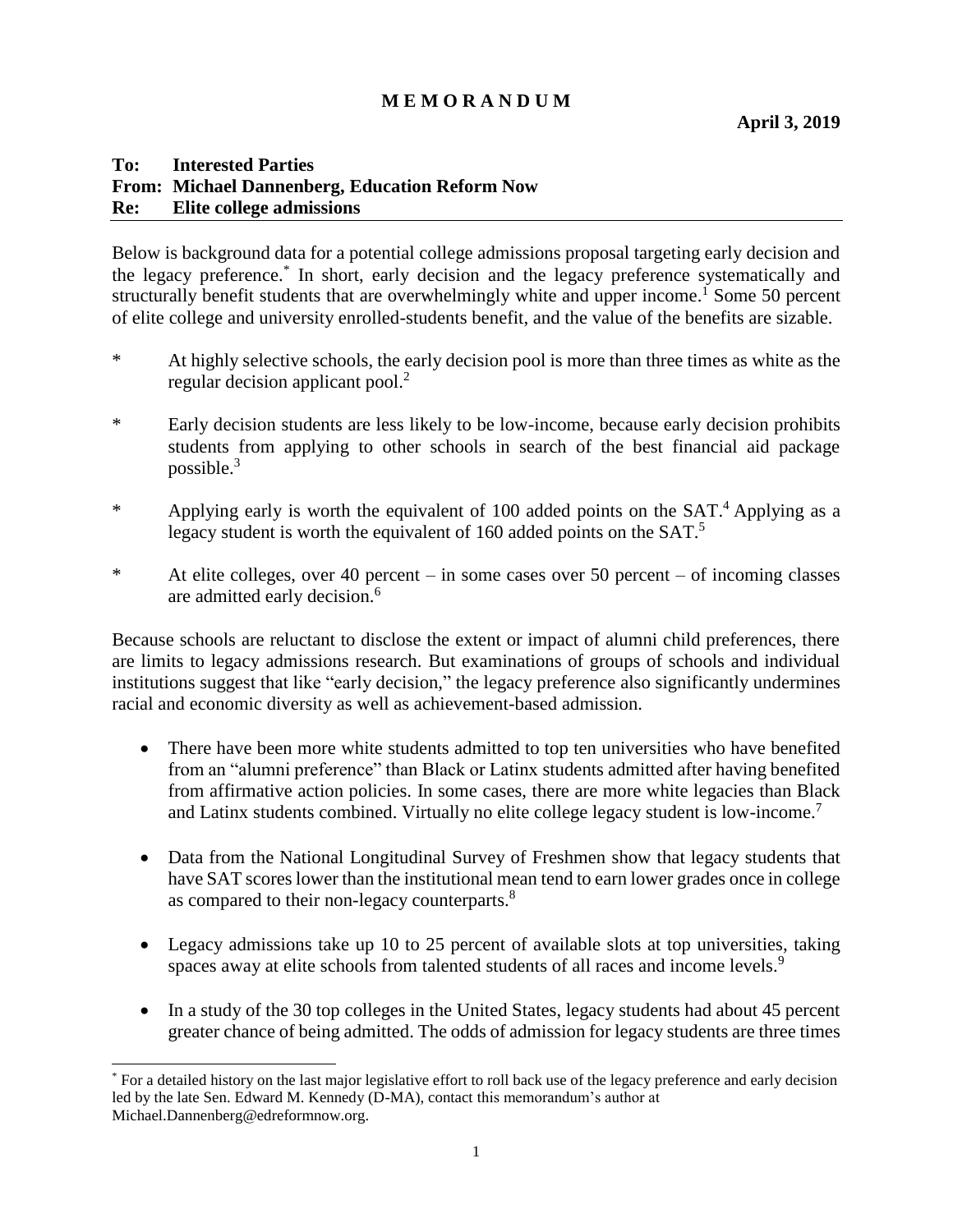# M E M O R A N D U M

**April 3, 2019**

**To: Interested Parties**
**From: Michael Dannenberg, Education Reform Now**
**Re: Elite college admissions**

Below is background data for a potential college admissions proposal targeting early decision and the legacy preference.[*] In short, early decision and the legacy preference systematically and structurally benefit students that are overwhelmingly white and upper income.[1] Some 50 percent of elite college and university enrolled-students benefit, and the value of the benefits are sizable.

* At highly selective schools, the early decision pool is more than three times as white as the regular decision applicant pool.[2]

* Early decision students are less likely to be low-income, because early decision prohibits students from applying to other schools in search of the best financial aid package possible.[3]

* Applying early is worth the equivalent of 100 added points on the SAT.[4] Applying as a legacy student is worth the equivalent of 160 added points on the SAT.[5]

* At elite colleges, over 40 percent – in some cases over 50 percent – of incoming classes are admitted early decision.[6]

Because schools are reluctant to disclose the extent or impact of alumni child preferences, there are limits to legacy admissions research. But examinations of groups of schools and individual institutions suggest that like "early decision," the legacy preference also significantly undermines racial and economic diversity as well as achievement-based admission.

- There have been more white students admitted to top ten universities who have benefited from an "alumni preference" than Black or Latinx students admitted after having benefited from affirmative action policies. In some cases, there are more white legacies than Black and Latinx students combined. Virtually no elite college legacy student is low-income.[7]
- Data from the National Longitudinal Survey of Freshmen show that legacy students that have SAT scores lower than the institutional mean tend to earn lower grades once in college as compared to their non-legacy counterparts.[8]
- Legacy admissions take up 10 to 25 percent of available slots at top universities, taking spaces away at elite schools from talented students of all races and income levels.[9]
- In a study of the 30 top colleges in the United States, legacy students had about 45 percent greater chance of being admitted. The odds of admission for legacy students are three times

---

[*] For a detailed history on the last major legislative effort to roll back use of the legacy preference and early decision led by the late Sen. Edward M. Kennedy (D-MA), contact this memorandum's author at Michael.Dannenberg@edreformnow.org.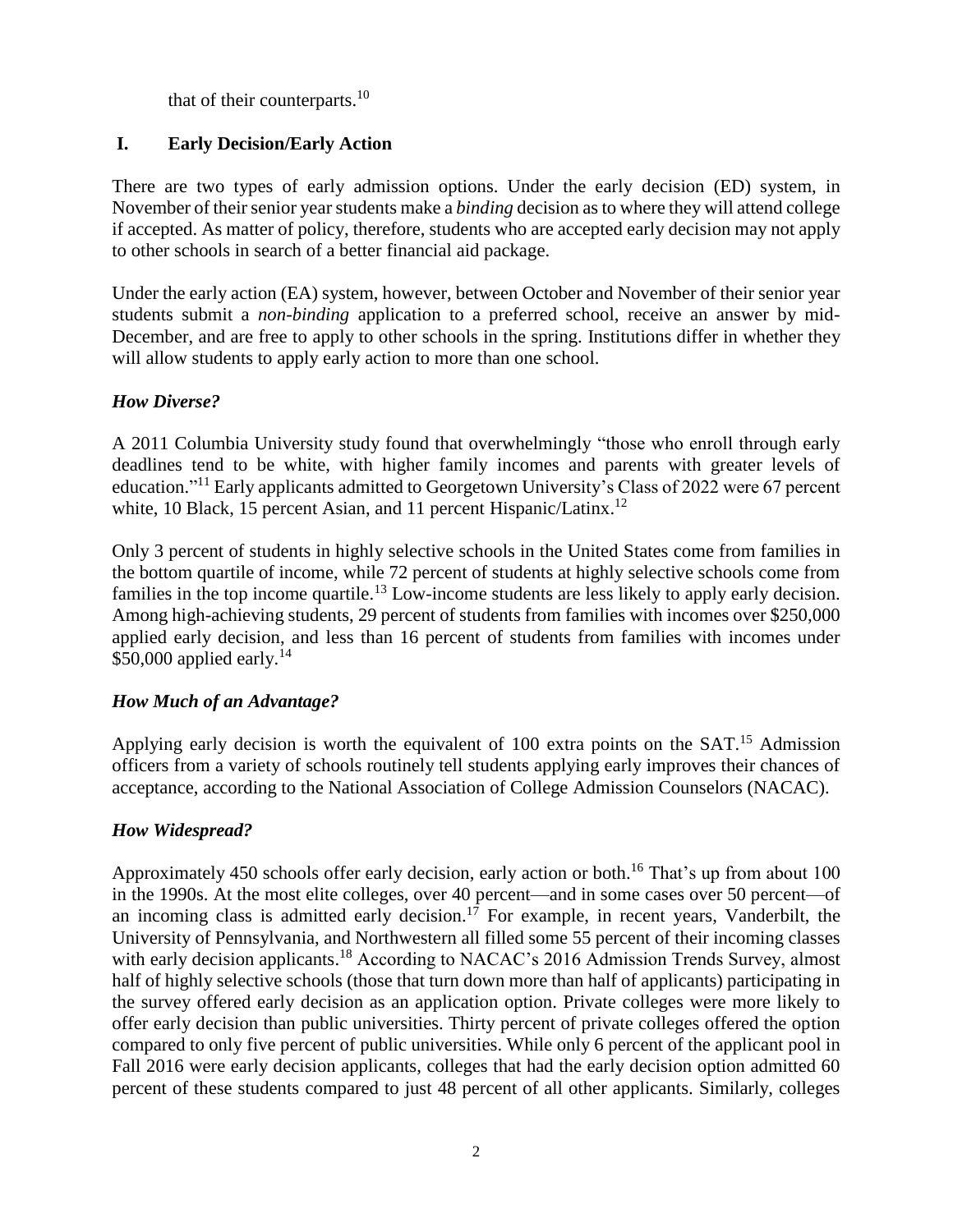that of their counterparts.[10]

## I. Early Decision/Early Action

There are two types of early admission options. Under the early decision (ED) system, in November of their senior year students make a *binding* decision as to where they will attend college if accepted. As matter of policy, therefore, students who are accepted early decision may not apply to other schools in search of a better financial aid package.

Under the early action (EA) system, however, between October and November of their senior year students submit a *non-binding* application to a preferred school, receive an answer by mid-December, and are free to apply to other schools in the spring. Institutions differ in whether they will allow students to apply early action to more than one school.

### *How Diverse?*

A 2011 Columbia University study found that overwhelmingly "those who enroll through early deadlines tend to be white, with higher family incomes and parents with greater levels of education."[11] Early applicants admitted to Georgetown University's Class of 2022 were 67 percent white, 10 Black, 15 percent Asian, and 11 percent Hispanic/Latinx.[12]

Only 3 percent of students in highly selective schools in the United States come from families in the bottom quartile of income, while 72 percent of students at highly selective schools come from families in the top income quartile.[13] Low-income students are less likely to apply early decision. Among high-achieving students, 29 percent of students from families with incomes over $250,000 applied early decision, and less than 16 percent of students from families with incomes under $50,000 applied early.[14]

### *How Much of an Advantage?*

Applying early decision is worth the equivalent of 100 extra points on the SAT.[15] Admission officers from a variety of schools routinely tell students applying early improves their chances of acceptance, according to the National Association of College Admission Counselors (NACAC).

### *How Widespread?*

Approximately 450 schools offer early decision, early action or both.[16] That's up from about 100 in the 1990s. At the most elite colleges, over 40 percent—and in some cases over 50 percent—of an incoming class is admitted early decision.[17] For example, in recent years, Vanderbilt, the University of Pennsylvania, and Northwestern all filled some 55 percent of their incoming classes with early decision applicants.[18] According to NACAC's 2016 Admission Trends Survey, almost half of highly selective schools (those that turn down more than half of applicants) participating in the survey offered early decision as an application option. Private colleges were more likely to offer early decision than public universities. Thirty percent of private colleges offered the option compared to only five percent of public universities. While only 6 percent of the applicant pool in Fall 2016 were early decision applicants, colleges that had the early decision option admitted 60 percent of these students compared to just 48 percent of all other applicants. Similarly, colleges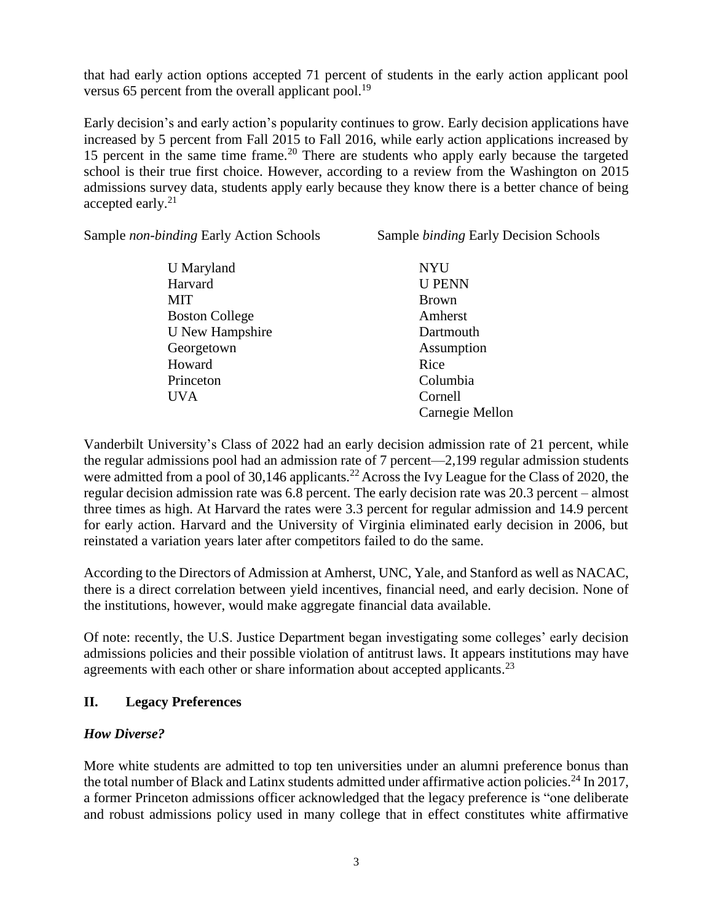that had early action options accepted 71 percent of students in the early action applicant pool versus 65 percent from the overall applicant pool.[19]

Early decision's and early action's popularity continues to grow. Early decision applications have increased by 5 percent from Fall 2015 to Fall 2016, while early action applications increased by 15 percent in the same time frame.[20] There are students who apply early because the targeted school is their true first choice. However, according to a review from the Washington on 2015 admissions survey data, students apply early because they know there is a better chance of being accepted early.[21]

| Sample *non-binding* Early Action Schools | Sample *binding* Early Decision Schools |
|---|---|
| U Maryland | NYU |
| Harvard | U PENN |
| MIT | Brown |
| Boston College | Amherst |
| U New Hampshire | Dartmouth |
| Georgetown | Assumption |
| Howard | Rice |
| Princeton | Columbia |
| UVA | Cornell |
| | Carnegie Mellon |

Vanderbilt University's Class of 2022 had an early decision admission rate of 21 percent, while the regular admissions pool had an admission rate of 7 percent—2,199 regular admission students were admitted from a pool of 30,146 applicants.[22] Across the Ivy League for the Class of 2020, the regular decision admission rate was 6.8 percent. The early decision rate was 20.3 percent – almost three times as high. At Harvard the rates were 3.3 percent for regular admission and 14.9 percent for early action. Harvard and the University of Virginia eliminated early decision in 2006, but reinstated a variation years later after competitors failed to do the same.

According to the Directors of Admission at Amherst, UNC, Yale, and Stanford as well as NACAC, there is a direct correlation between yield incentives, financial need, and early decision. None of the institutions, however, would make aggregate financial data available.

Of note: recently, the U.S. Justice Department began investigating some colleges' early decision admissions policies and their possible violation of antitrust laws. It appears institutions may have agreements with each other or share information about accepted applicants.[23]

## II. Legacy Preferences

### *How Diverse?*

More white students are admitted to top ten universities under an alumni preference bonus than the total number of Black and Latinx students admitted under affirmative action policies.[24] In 2017, a former Princeton admissions officer acknowledged that the legacy preference is "one deliberate and robust admissions policy used in many college that in effect constitutes white affirmative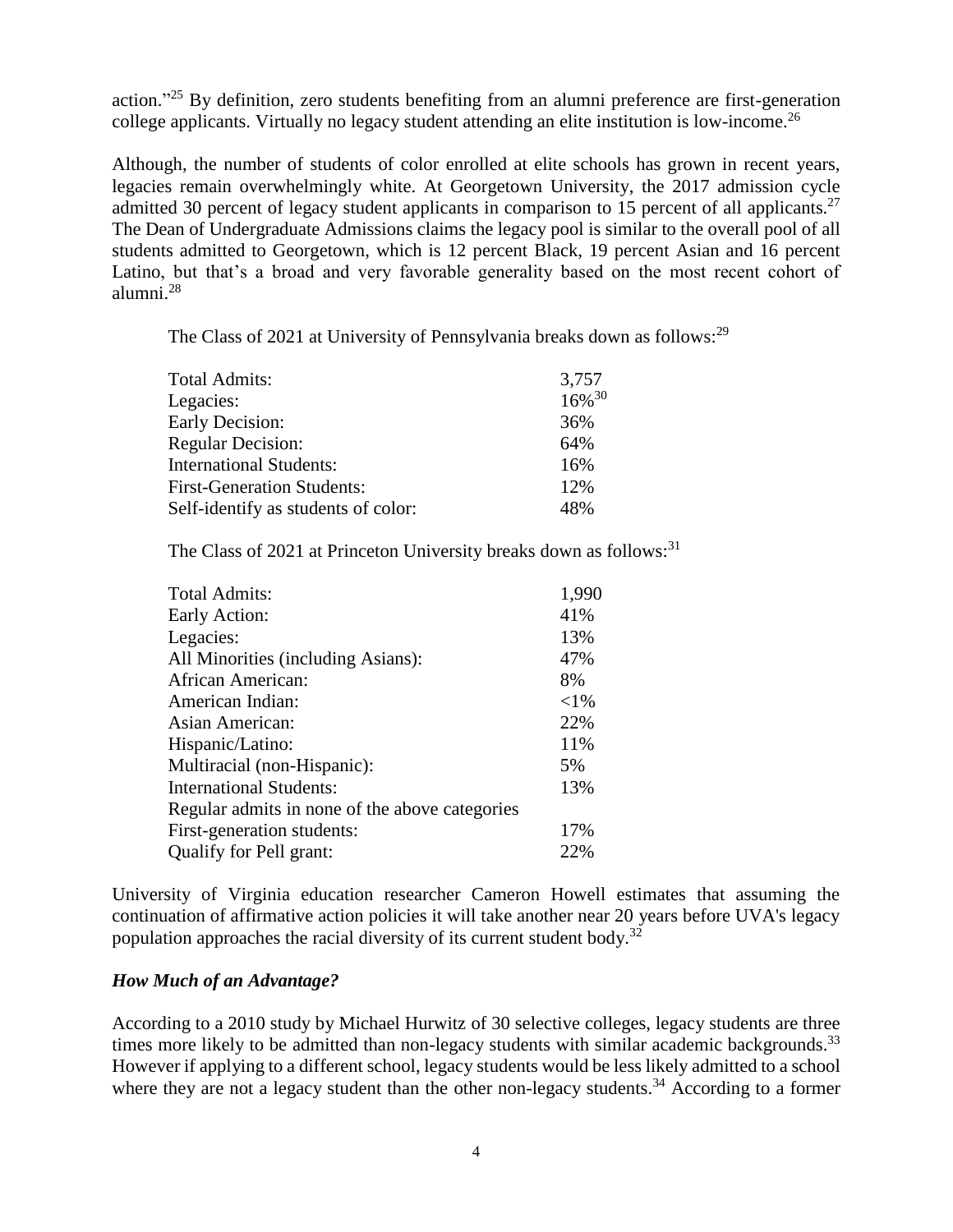action."[25] By definition, zero students benefiting from an alumni preference are first-generation college applicants. Virtually no legacy student attending an elite institution is low-income.[26]

Although, the number of students of color enrolled at elite schools has grown in recent years, legacies remain overwhelmingly white. At Georgetown University, the 2017 admission cycle admitted 30 percent of legacy student applicants in comparison to 15 percent of all applicants.[27] The Dean of Undergraduate Admissions claims the legacy pool is similar to the overall pool of all students admitted to Georgetown, which is 12 percent Black, 19 percent Asian and 16 percent Latino, but that's a broad and very favorable generality based on the most recent cohort of alumni.[28]

The Class of 2021 at University of Pennsylvania breaks down as follows:[29]

| | |
|---|---|
| Total Admits: | 3,757 |
| Legacies: | 16%[30] |
| Early Decision: | 36% |
| Regular Decision: | 64% |
| International Students: | 16% |
| First-Generation Students: | 12% |
| Self-identify as students of color: | 48% |

The Class of 2021 at Princeton University breaks down as follows:[31]

| | |
|---|---|
| Total Admits: | 1,990 |
| Early Action: | 41% |
| Legacies: | 13% |
| All Minorities (including Asians): | 47% |
| African American: | 8% |
| American Indian: | <1% |
| Asian American: | 22% |
| Hispanic/Latino: | 11% |
| Multiracial (non-Hispanic): | 5% |
| International Students: | 13% |
| Regular admits in none of the above categories | |
| First-generation students: | 17% |
| Qualify for Pell grant: | 22% |

University of Virginia education researcher Cameron Howell estimates that assuming the continuation of affirmative action policies it will take another near 20 years before UVA's legacy population approaches the racial diversity of its current student body.[32]

### *How Much of an Advantage?*

According to a 2010 study by Michael Hurwitz of 30 selective colleges, legacy students are three times more likely to be admitted than non-legacy students with similar academic backgrounds.[33] However if applying to a different school, legacy students would be less likely admitted to a school where they are not a legacy student than the other non-legacy students.[34] According to a former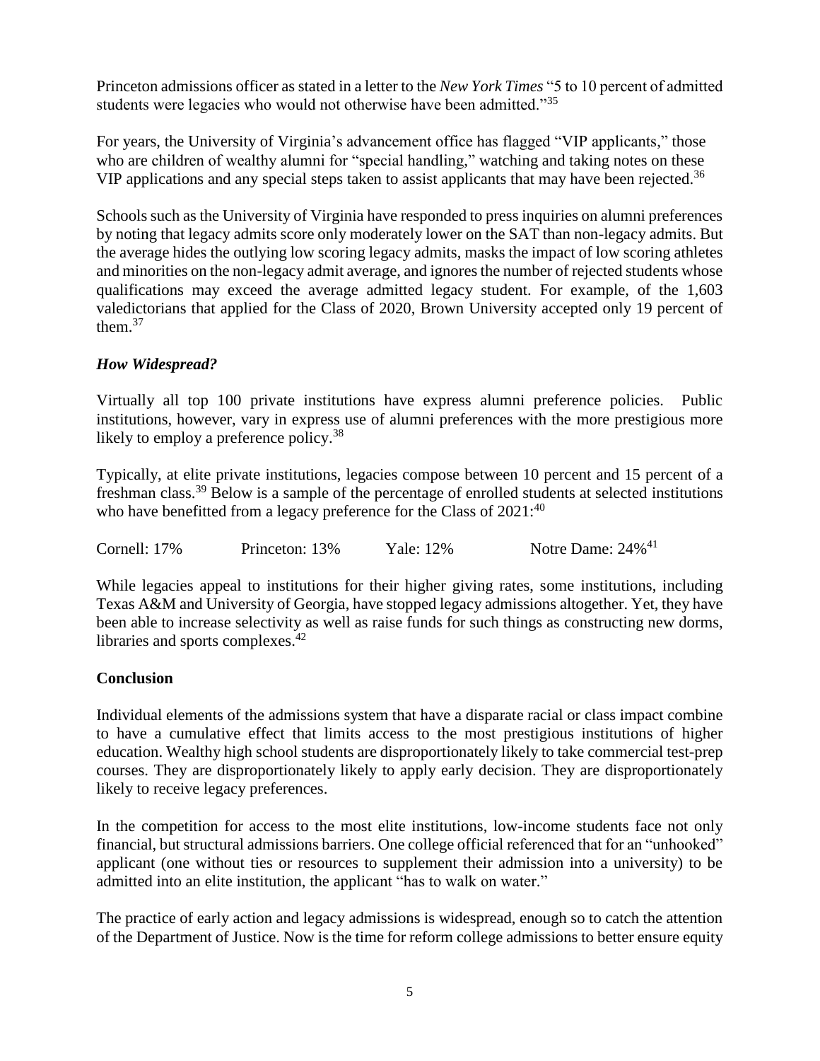Princeton admissions officer as stated in a letter to the *New York Times* "5 to 10 percent of admitted students were legacies who would not otherwise have been admitted."[35]

For years, the University of Virginia's advancement office has flagged "VIP applicants," those who are children of wealthy alumni for "special handling," watching and taking notes on these VIP applications and any special steps taken to assist applicants that may have been rejected.[36]

Schools such as the University of Virginia have responded to press inquiries on alumni preferences by noting that legacy admits score only moderately lower on the SAT than non-legacy admits. But the average hides the outlying low scoring legacy admits, masks the impact of low scoring athletes and minorities on the non-legacy admit average, and ignores the number of rejected students whose qualifications may exceed the average admitted legacy student. For example, of the 1,603 valedictorians that applied for the Class of 2020, Brown University accepted only 19 percent of them.[37]

### *How Widespread?*

Virtually all top 100 private institutions have express alumni preference policies. Public institutions, however, vary in express use of alumni preferences with the more prestigious more likely to employ a preference policy.[38]

Typically, at elite private institutions, legacies compose between 10 percent and 15 percent of a freshman class.[39] Below is a sample of the percentage of enrolled students at selected institutions who have benefitted from a legacy preference for the Class of 2021:[40]

Cornell: 17%      Princeton: 13%      Yale: 12%      Notre Dame: 24%[41]

While legacies appeal to institutions for their higher giving rates, some institutions, including Texas A&M and University of Georgia, have stopped legacy admissions altogether. Yet, they have been able to increase selectivity as well as raise funds for such things as constructing new dorms, libraries and sports complexes.[42]

## **Conclusion**

Individual elements of the admissions system that have a disparate racial or class impact combine to have a cumulative effect that limits access to the most prestigious institutions of higher education. Wealthy high school students are disproportionately likely to take commercial test-prep courses. They are disproportionately likely to apply early decision. They are disproportionately likely to receive legacy preferences.

In the competition for access to the most elite institutions, low-income students face not only financial, but structural admissions barriers. One college official referenced that for an "unhooked" applicant (one without ties or resources to supplement their admission into a university) to be admitted into an elite institution, the applicant "has to walk on water."

The practice of early action and legacy admissions is widespread, enough so to catch the attention of the Department of Justice. Now is the time for reform college admissions to better ensure equity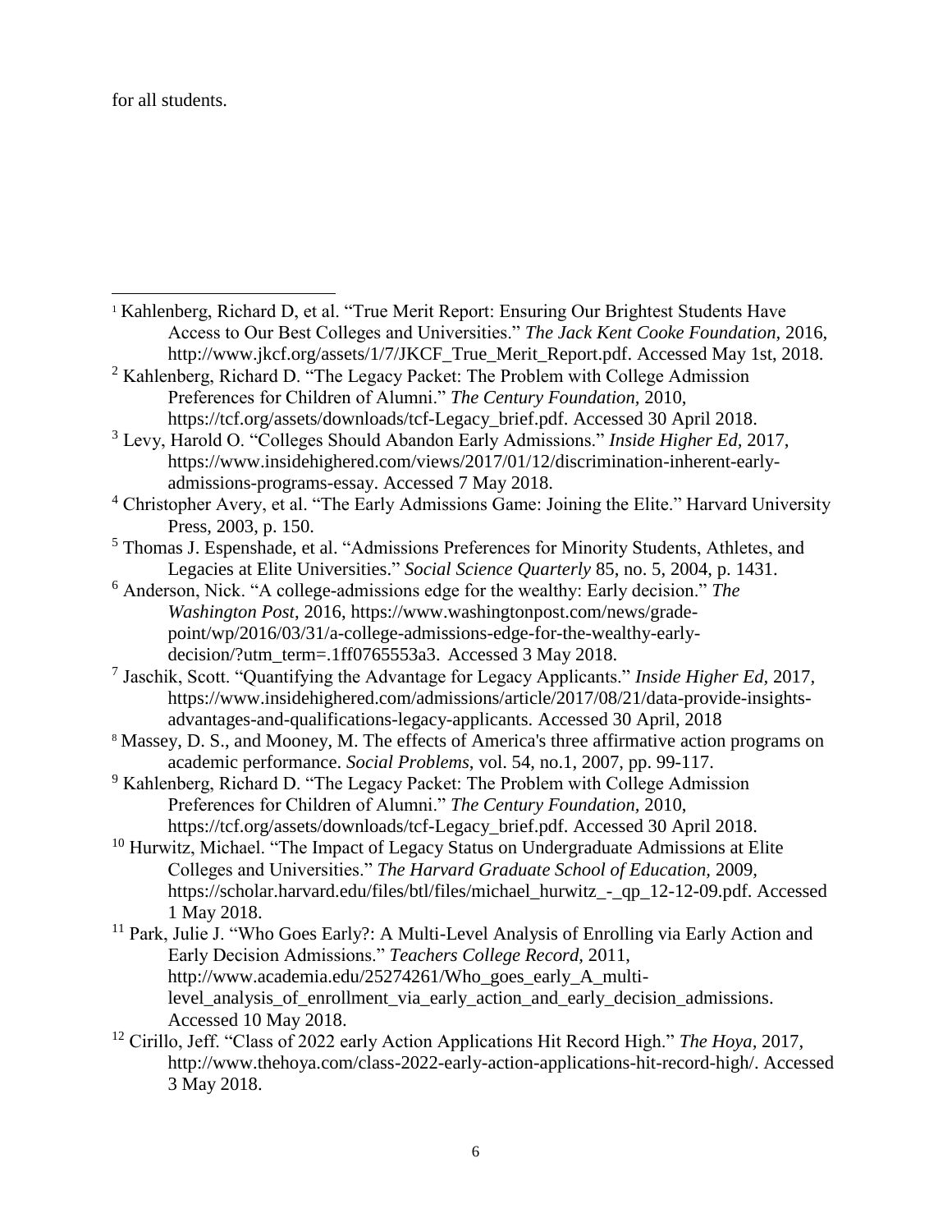for all students.

---

[1] Kahlenberg, Richard D, et al. "True Merit Report: Ensuring Our Brightest Students Have Access to Our Best Colleges and Universities." *The Jack Kent Cooke Foundation*, 2016, http://www.jkcf.org/assets/1/7/JKCF_True_Merit_Report.pdf. Accessed May 1st, 2018.

[2] Kahlenberg, Richard D. "The Legacy Packet: The Problem with College Admission Preferences for Children of Alumni." *The Century Foundation*, 2010, https://tcf.org/assets/downloads/tcf-Legacy_brief.pdf. Accessed 30 April 2018.

[3] Levy, Harold O. "Colleges Should Abandon Early Admissions." *Inside Higher Ed*, 2017, https://www.insidehighered.com/views/2017/01/12/discrimination-inherent-early-admissions-programs-essay. Accessed 7 May 2018.

[4] Christopher Avery, et al. "The Early Admissions Game: Joining the Elite." Harvard University Press, 2003, p. 150.

[5] Thomas J. Espenshade, et al. "Admissions Preferences for Minority Students, Athletes, and Legacies at Elite Universities." *Social Science Quarterly* 85, no. 5, 2004, p. 1431.

[6] Anderson, Nick. "A college-admissions edge for the wealthy: Early decision." *The Washington Post*, 2016, https://www.washingtonpost.com/news/grade-point/wp/2016/03/31/a-college-admissions-edge-for-the-wealthy-early-decision/?utm_term=.1ff0765553a3. Accessed 3 May 2018.

[7] Jaschik, Scott. "Quantifying the Advantage for Legacy Applicants." *Inside Higher Ed*, 2017, https://www.insidehighered.com/admissions/article/2017/08/21/data-provide-insights-advantages-and-qualifications-legacy-applicants. Accessed 30 April, 2018

[8] Massey, D. S., and Mooney, M. The effects of America's three affirmative action programs on academic performance. *Social Problems*, vol. 54, no.1, 2007, pp. 99-117.

[9] Kahlenberg, Richard D. "The Legacy Packet: The Problem with College Admission Preferences for Children of Alumni." *The Century Foundation*, 2010, https://tcf.org/assets/downloads/tcf-Legacy_brief.pdf. Accessed 30 April 2018.

[10] Hurwitz, Michael. "The Impact of Legacy Status on Undergraduate Admissions at Elite Colleges and Universities." *The Harvard Graduate School of Education*, 2009, https://scholar.harvard.edu/files/btl/files/michael_hurwitz_-_qp_12-12-09.pdf. Accessed 1 May 2018.

[11] Park, Julie J. "Who Goes Early?: A Multi-Level Analysis of Enrolling via Early Action and Early Decision Admissions." *Teachers College Record*, 2011, http://www.academia.edu/25274261/Who_goes_early_A_multi-level_analysis_of_enrollment_via_early_action_and_early_decision_admissions. Accessed 10 May 2018.

[12] Cirillo, Jeff. "Class of 2022 early Action Applications Hit Record High." *The Hoya*, 2017, http://www.thehoya.com/class-2022-early-action-applications-hit-record-high/. Accessed 3 May 2018.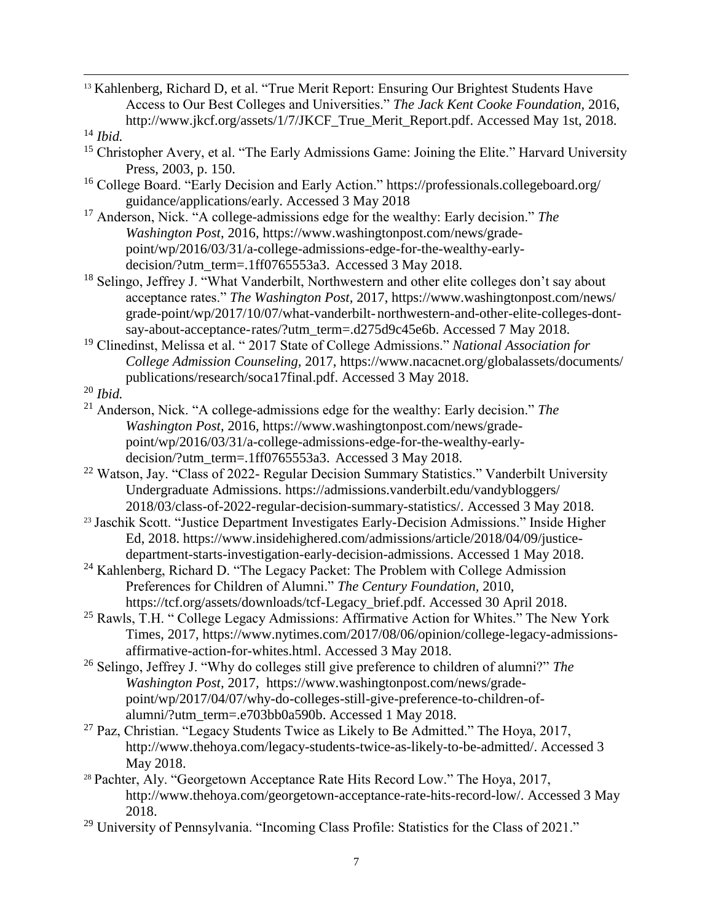[13] Kahlenberg, Richard D, et al. "True Merit Report: Ensuring Our Brightest Students Have Access to Our Best Colleges and Universities." *The Jack Kent Cooke Foundation*, 2016, http://www.jkcf.org/assets/1/7/JKCF_True_Merit_Report.pdf. Accessed May 1st, 2018.

[14] *Ibid.*

[15] Christopher Avery, et al. "The Early Admissions Game: Joining the Elite." Harvard University Press, 2003, p. 150.

[16] College Board. "Early Decision and Early Action." https://professionals.collegeboard.org/guidance/applications/early. Accessed 3 May 2018

[17] Anderson, Nick. "A college-admissions edge for the wealthy: Early decision." *The Washington Post*, 2016, https://www.washingtonpost.com/news/grade-point/wp/2016/03/31/a-college-admissions-edge-for-the-wealthy-early-decision/?utm_term=.1ff0765553a3. Accessed 3 May 2018.

[18] Selingo, Jeffrey J. "What Vanderbilt, Northwestern and other elite colleges don't say about acceptance rates." *The Washington Post,* 2017, https://www.washingtonpost.com/news/grade-point/wp/2017/10/07/what-vanderbilt-northwestern-and-other-elite-colleges-dont-say-about-acceptance-rates/?utm_term=.d275d9c45e6b. Accessed 7 May 2018.

[19] Clinedinst, Melissa et al. " 2017 State of College Admissions." *National Association for College Admission Counseling,* 2017, https://www.nacacnet.org/globalassets/documents/publications/research/soca17final.pdf. Accessed 3 May 2018.

[20] *Ibid.*

[21] Anderson, Nick. "A college-admissions edge for the wealthy: Early decision." *The Washington Post*, 2016, https://www.washingtonpost.com/news/grade-point/wp/2016/03/31/a-college-admissions-edge-for-the-wealthy-early-decision/?utm_term=.1ff0765553a3. Accessed 3 May 2018.

[22] Watson, Jay. "Class of 2022- Regular Decision Summary Statistics." Vanderbilt University Undergraduate Admissions. https://admissions.vanderbilt.edu/vandybloggers/2018/03/class-of-2022-regular-decision-summary-statistics/. Accessed 3 May 2018.

[23] Jaschik Scott. "Justice Department Investigates Early-Decision Admissions." Inside Higher Ed, 2018. https://www.insidehighered.com/admissions/article/2018/04/09/justice-department-starts-investigation-early-decision-admissions. Accessed 1 May 2018.

[24] Kahlenberg, Richard D. "The Legacy Packet: The Problem with College Admission Preferences for Children of Alumni." *The Century Foundation,* 2010, https://tcf.org/assets/downloads/tcf-Legacy_brief.pdf. Accessed 30 April 2018.

[25] Rawls, T.H. " College Legacy Admissions: Affirmative Action for Whites." The New York Times, 2017, https://www.nytimes.com/2017/08/06/opinion/college-legacy-admissions-affirmative-action-for-whites.html. Accessed 3 May 2018.

[26] Selingo, Jeffrey J. "Why do colleges still give preference to children of alumni?" *The Washington Post*, 2017, https://www.washingtonpost.com/news/grade-point/wp/2017/04/07/why-do-colleges-still-give-preference-to-children-of-alumni/?utm_term=.e703bb0a590b. Accessed 1 May 2018.

[27] Paz, Christian. "Legacy Students Twice as Likely to Be Admitted." The Hoya, 2017, http://www.thehoya.com/legacy-students-twice-as-likely-to-be-admitted/. Accessed 3 May 2018.

[28] Pachter, Aly. "Georgetown Acceptance Rate Hits Record Low." The Hoya, 2017, http://www.thehoya.com/georgetown-acceptance-rate-hits-record-low/. Accessed 3 May 2018.

[29] University of Pennsylvania. "Incoming Class Profile: Statistics for the Class of 2021."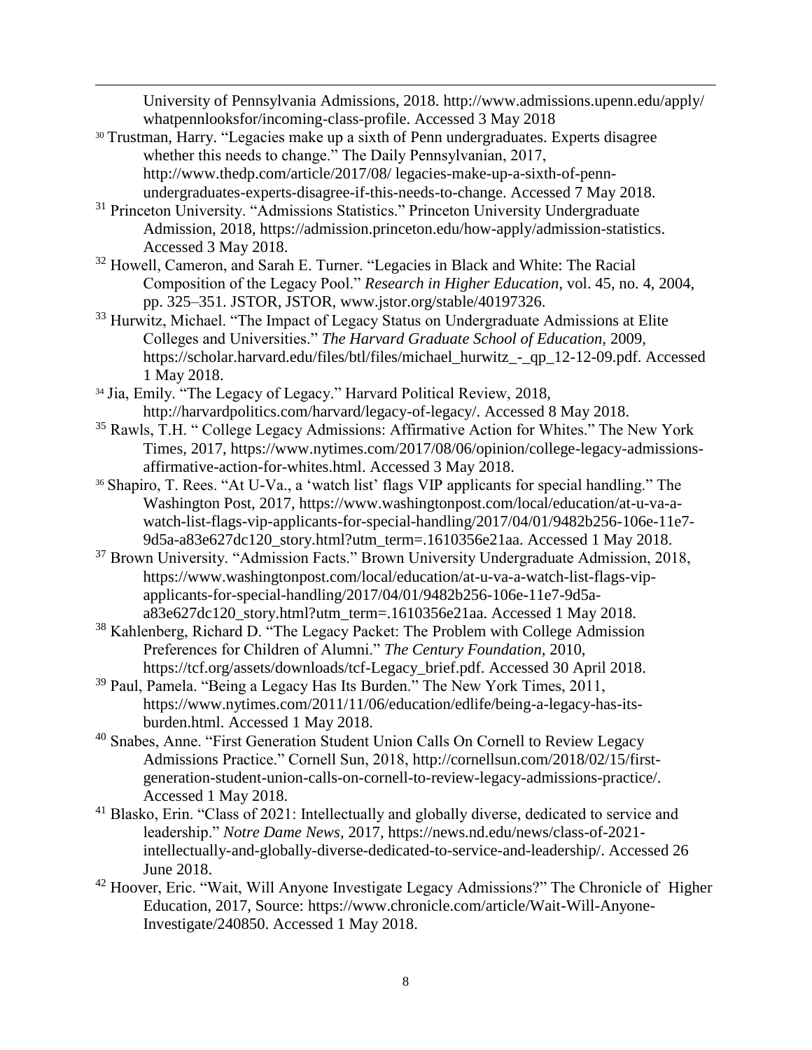University of Pennsylvania Admissions, 2018. http://www.admissions.upenn.edu/apply/whatpennlooksfor/incoming-class-profile. Accessed 3 May 2018

[30] Trustman, Harry. "Legacies make up a sixth of Penn undergraduates. Experts disagree whether this needs to change." The Daily Pennsylvanian, 2017, http://www.thedp.com/article/2017/08/ legacies-make-up-a-sixth-of-penn-undergraduates-experts-disagree-if-this-needs-to-change. Accessed 7 May 2018.

[31] Princeton University. "Admissions Statistics." Princeton University Undergraduate Admission, 2018, https://admission.princeton.edu/how-apply/admission-statistics. Accessed 3 May 2018.

[32] Howell, Cameron, and Sarah E. Turner. "Legacies in Black and White: The Racial Composition of the Legacy Pool." *Research in Higher Education*, vol. 45, no. 4, 2004, pp. 325–351. JSTOR, JSTOR, www.jstor.org/stable/40197326.

[33] Hurwitz, Michael. "The Impact of Legacy Status on Undergraduate Admissions at Elite Colleges and Universities." *The Harvard Graduate School of Education,* 2009, https://scholar.harvard.edu/files/btl/files/michael_hurwitz_-_qp_12-12-09.pdf. Accessed 1 May 2018.

[34] Jia, Emily. "The Legacy of Legacy." Harvard Political Review, 2018, http://harvardpolitics.com/harvard/legacy-of-legacy/. Accessed 8 May 2018.

[35] Rawls, T.H. " College Legacy Admissions: Affirmative Action for Whites." The New York Times, 2017, https://www.nytimes.com/2017/08/06/opinion/college-legacy-admissions-affirmative-action-for-whites.html. Accessed 3 May 2018.

[36] Shapiro, T. Rees. "At U-Va., a 'watch list' flags VIP applicants for special handling." The Washington Post, 2017, https://www.washingtonpost.com/local/education/at-u-va-a-watch-list-flags-vip-applicants-for-special-handling/2017/04/01/9482b256-106e-11e7-9d5a-a83e627dc120_story.html?utm_term=.1610356e21aa. Accessed 1 May 2018.

[37] Brown University. "Admission Facts." Brown University Undergraduate Admission, 2018, https://www.washingtonpost.com/local/education/at-u-va-a-watch-list-flags-vip-applicants-for-special-handling/2017/04/01/9482b256-106e-11e7-9d5a-a83e627dc120_story.html?utm_term=.1610356e21aa. Accessed 1 May 2018.

[38] Kahlenberg, Richard D. "The Legacy Packet: The Problem with College Admission Preferences for Children of Alumni." *The Century Foundation,* 2010, https://tcf.org/assets/downloads/tcf-Legacy_brief.pdf. Accessed 30 April 2018.

[39] Paul, Pamela. "Being a Legacy Has Its Burden." The New York Times, 2011, https://www.nytimes.com/2011/11/06/education/edlife/being-a-legacy-has-its-burden.html. Accessed 1 May 2018.

[40] Snabes, Anne. "First Generation Student Union Calls On Cornell to Review Legacy Admissions Practice." Cornell Sun, 2018, http://cornellsun.com/2018/02/15/first-generation-student-union-calls-on-cornell-to-review-legacy-admissions-practice/. Accessed 1 May 2018.

[41] Blasko, Erin. "Class of 2021: Intellectually and globally diverse, dedicated to service and leadership." *Notre Dame News*, 2017, https://news.nd.edu/news/class-of-2021-intellectually-and-globally-diverse-dedicated-to-service-and-leadership/. Accessed 26 June 2018.

[42] Hoover, Eric. "Wait, Will Anyone Investigate Legacy Admissions?" The Chronicle of Higher Education, 2017, Source: https://www.chronicle.com/article/Wait-Will-Anyone-Investigate/240850. Accessed 1 May 2018.